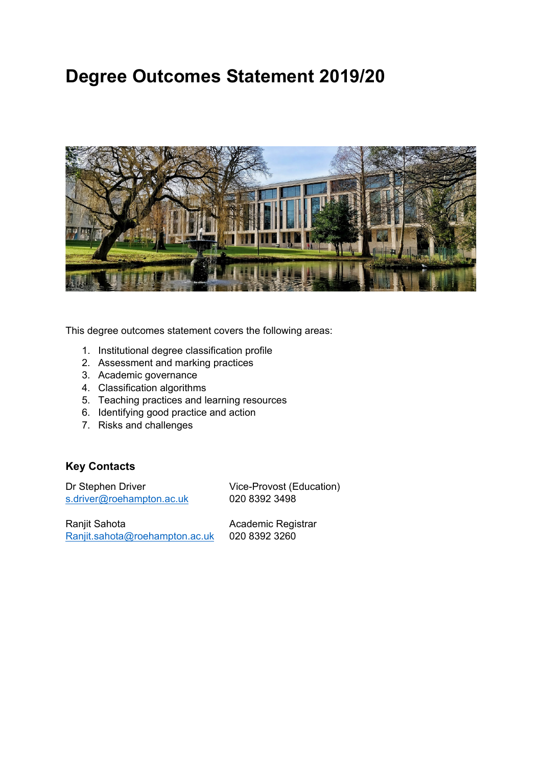# Degree Outcomes Statement 2019/20

This degree outcomes statement covers the following areas:

1. Institutional degree classification profile
2. Assessment and marking practices
3. Academic governance
4. Classification algorithms
5. Teaching practices and learning resources
6. Identifying good practice and action
7. Risks and challenges

### Key Contacts

| | |
|---|---|
| Dr Stephen Driver<br>s.driver@roehampton.ac.uk | Vice-Provost (Education)<br>020 8392 3498 |
| Ranjit Sahota<br>Ranjit.sahota@roehampton.ac.uk | Academic Registrar<br>020 8392 3260 |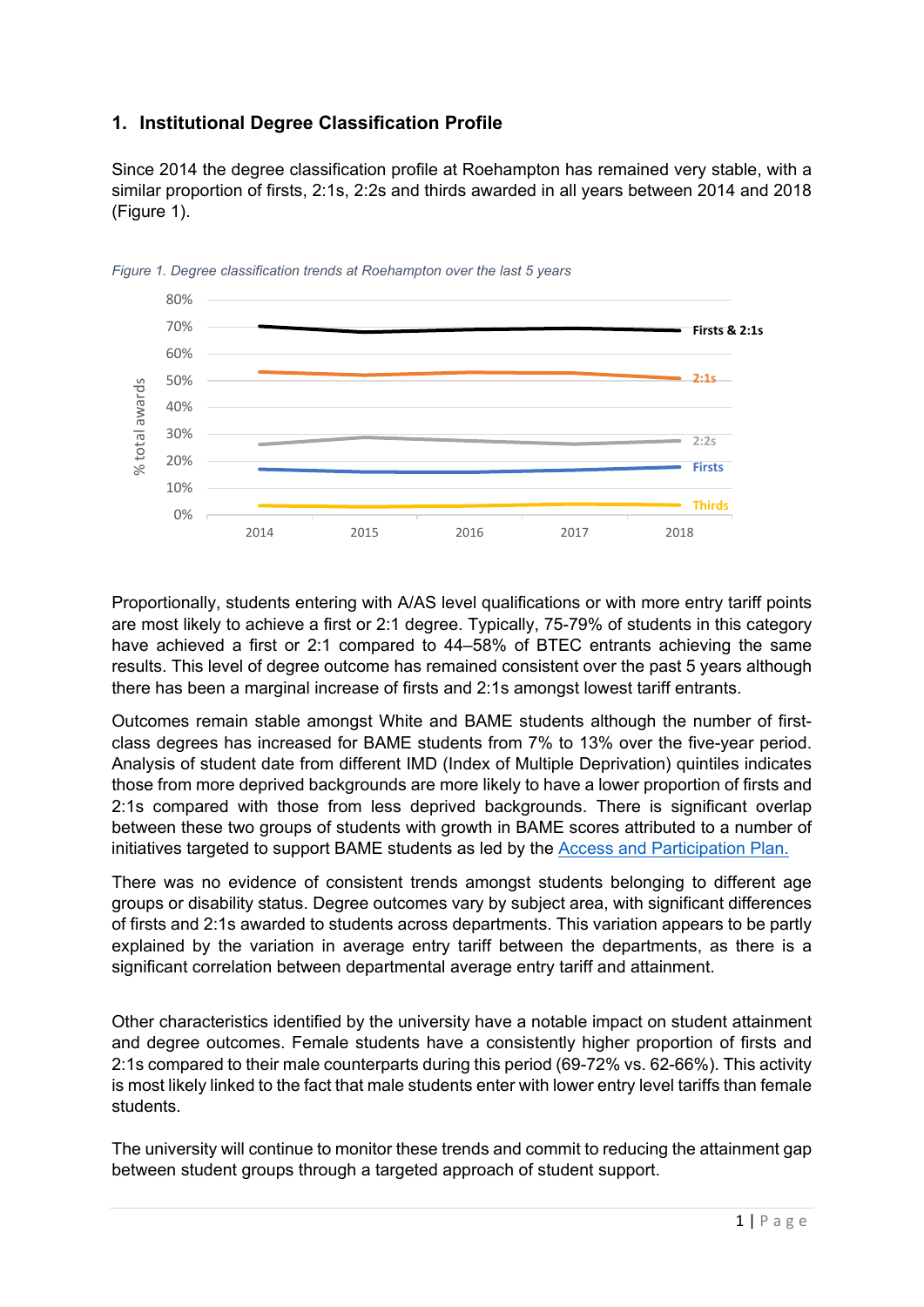## 1. Institutional Degree Classification Profile

Since 2014 the degree classification profile at Roehampton has remained very stable, with a similar proportion of firsts, 2:1s, 2:2s and thirds awarded in all years between 2014 and 2018 (Figure 1).

*Figure 1. Degree classification trends at Roehampton over the last 5 years*

Proportionally, students entering with A/AS level qualifications or with more entry tariff points are most likely to achieve a first or 2:1 degree. Typically, 75-79% of students in this category have achieved a first or 2:1 compared to 44–58% of BTEC entrants achieving the same results. This level of degree outcome has remained consistent over the past 5 years although there has been a marginal increase of firsts and 2:1s amongst lowest tariff entrants.

Outcomes remain stable amongst White and BAME students although the number of first-class degrees has increased for BAME students from 7% to 13% over the five-year period. Analysis of student date from different IMD (Index of Multiple Deprivation) quintiles indicates those from more deprived backgrounds are more likely to have a lower proportion of firsts and 2:1s compared with those from less deprived backgrounds. There is significant overlap between these two groups of students with growth in BAME scores attributed to a number of initiatives targeted to support BAME students as led by the Access and Participation Plan.

There was no evidence of consistent trends amongst students belonging to different age groups or disability status. Degree outcomes vary by subject area, with significant differences of firsts and 2:1s awarded to students across departments. This variation appears to be partly explained by the variation in average entry tariff between the departments, as there is a significant correlation between departmental average entry tariff and attainment.

Other characteristics identified by the university have a notable impact on student attainment and degree outcomes. Female students have a consistently higher proportion of firsts and 2:1s compared to their male counterparts during this period (69-72% vs. 62-66%). This activity is most likely linked to the fact that male students enter with lower entry level tariffs than female students.

The university will continue to monitor these trends and commit to reducing the attainment gap between student groups through a targeted approach of student support.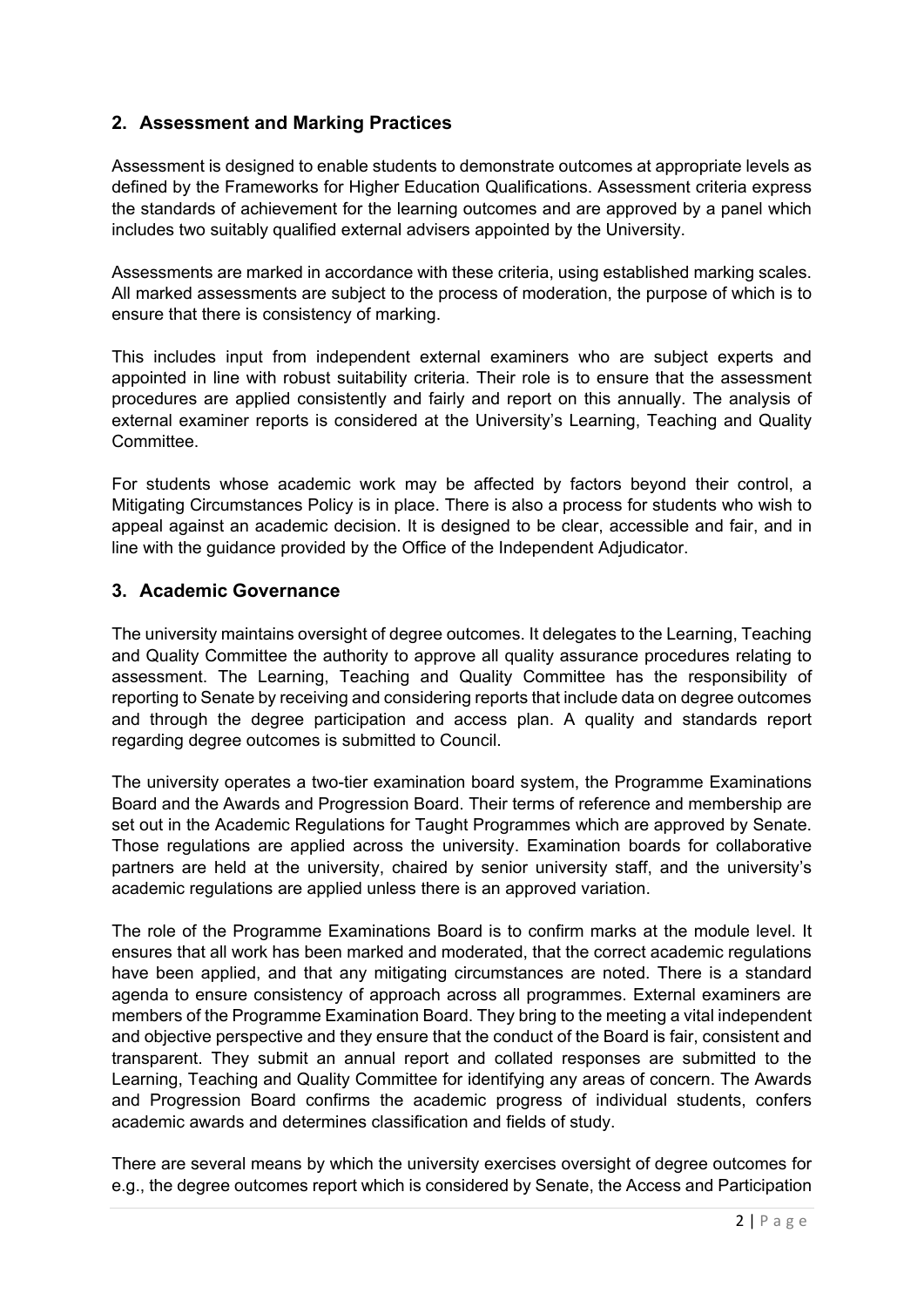## 2. Assessment and Marking Practices

Assessment is designed to enable students to demonstrate outcomes at appropriate levels as defined by the Frameworks for Higher Education Qualifications. Assessment criteria express the standards of achievement for the learning outcomes and are approved by a panel which includes two suitably qualified external advisers appointed by the University.

Assessments are marked in accordance with these criteria, using established marking scales. All marked assessments are subject to the process of moderation, the purpose of which is to ensure that there is consistency of marking.

This includes input from independent external examiners who are subject experts and appointed in line with robust suitability criteria. Their role is to ensure that the assessment procedures are applied consistently and fairly and report on this annually. The analysis of external examiner reports is considered at the University's Learning, Teaching and Quality Committee.

For students whose academic work may be affected by factors beyond their control, a Mitigating Circumstances Policy is in place. There is also a process for students who wish to appeal against an academic decision. It is designed to be clear, accessible and fair, and in line with the guidance provided by the Office of the Independent Adjudicator.

## 3. Academic Governance

The university maintains oversight of degree outcomes. It delegates to the Learning, Teaching and Quality Committee the authority to approve all quality assurance procedures relating to assessment. The Learning, Teaching and Quality Committee has the responsibility of reporting to Senate by receiving and considering reports that include data on degree outcomes and through the degree participation and access plan. A quality and standards report regarding degree outcomes is submitted to Council.

The university operates a two-tier examination board system, the Programme Examinations Board and the Awards and Progression Board. Their terms of reference and membership are set out in the Academic Regulations for Taught Programmes which are approved by Senate. Those regulations are applied across the university. Examination boards for collaborative partners are held at the university, chaired by senior university staff, and the university's academic regulations are applied unless there is an approved variation.

The role of the Programme Examinations Board is to confirm marks at the module level. It ensures that all work has been marked and moderated, that the correct academic regulations have been applied, and that any mitigating circumstances are noted. There is a standard agenda to ensure consistency of approach across all programmes. External examiners are members of the Programme Examination Board. They bring to the meeting a vital independent and objective perspective and they ensure that the conduct of the Board is fair, consistent and transparent. They submit an annual report and collated responses are submitted to the Learning, Teaching and Quality Committee for identifying any areas of concern. The Awards and Progression Board confirms the academic progress of individual students, confers academic awards and determines classification and fields of study.

There are several means by which the university exercises oversight of degree outcomes for e.g., the degree outcomes report which is considered by Senate, the Access and Participation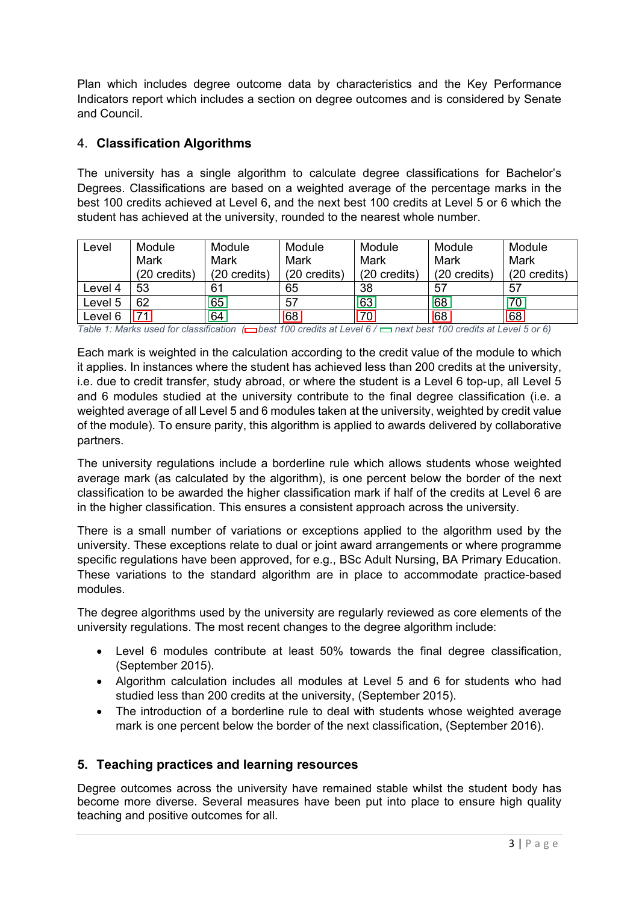Plan which includes degree outcome data by characteristics and the Key Performance Indicators report which includes a section on degree outcomes and is considered by Senate and Council.

## 4. Classification Algorithms

The university has a single algorithm to calculate degree classifications for Bachelor's Degrees. Classifications are based on a weighted average of the percentage marks in the best 100 credits achieved at Level 6, and the next best 100 credits at Level 5 or 6 which the student has achieved at the university, rounded to the nearest whole number.

| Level | Module Mark (20 credits) | Module Mark (20 credits) | Module Mark (20 credits) | Module Mark (20 credits) | Module Mark (20 credits) | Module Mark (20 credits) |
|---|---|---|---|---|---|---|
| Level 4 | 53 | 61 | 65 | 38 | 57 | 57 |
| Level 5 | 62 | 65 | 57 | 63 | 68 | 70 |
| Level 6 | 71 | 64 | 68 | 70 | 68 | 68 |

*Table 1: Marks used for classification (best 100 credits at Level 6 / next best 100 credits at Level 5 or 6)*

Each mark is weighted in the calculation according to the credit value of the module to which it applies. In instances where the student has achieved less than 200 credits at the university, i.e. due to credit transfer, study abroad, or where the student is a Level 6 top-up, all Level 5 and 6 modules studied at the university contribute to the final degree classification (i.e. a weighted average of all Level 5 and 6 modules taken at the university, weighted by credit value of the module). To ensure parity, this algorithm is applied to awards delivered by collaborative partners.

The university regulations include a borderline rule which allows students whose weighted average mark (as calculated by the algorithm), is one percent below the border of the next classification to be awarded the higher classification mark if half of the credits at Level 6 are in the higher classification. This ensures a consistent approach across the university.

There is a small number of variations or exceptions applied to the algorithm used by the university. These exceptions relate to dual or joint award arrangements or where programme specific regulations have been approved, for e.g., BSc Adult Nursing, BA Primary Education. These variations to the standard algorithm are in place to accommodate practice-based modules.

The degree algorithms used by the university are regularly reviewed as core elements of the university regulations. The most recent changes to the degree algorithm include:

- Level 6 modules contribute at least 50% towards the final degree classification, (September 2015).
- Algorithm calculation includes all modules at Level 5 and 6 for students who had studied less than 200 credits at the university, (September 2015).
- The introduction of a borderline rule to deal with students whose weighted average mark is one percent below the border of the next classification, (September 2016).

## 5. Teaching practices and learning resources

Degree outcomes across the university have remained stable whilst the student body has become more diverse. Several measures have been put into place to ensure high quality teaching and positive outcomes for all.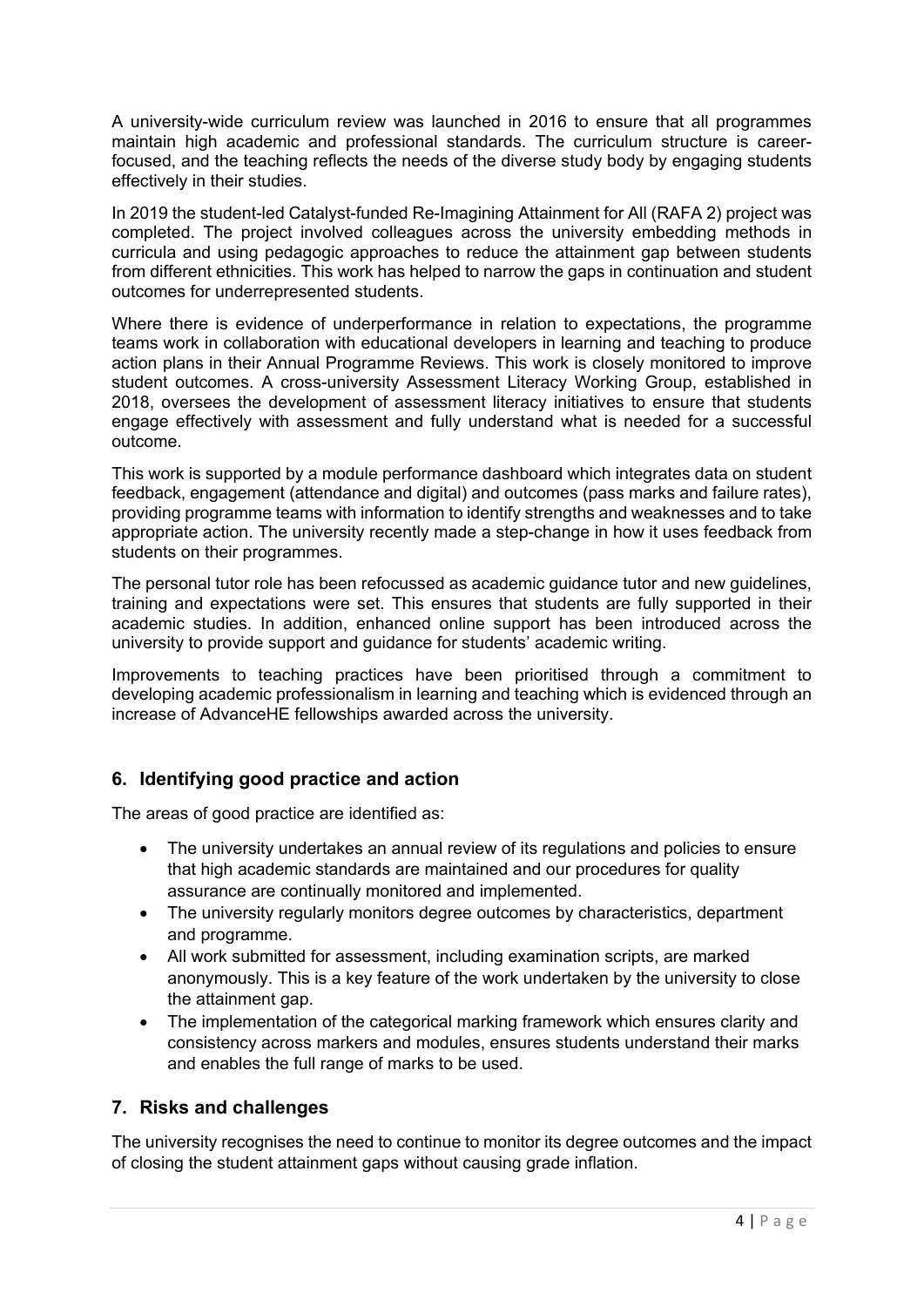A university-wide curriculum review was launched in 2016 to ensure that all programmes maintain high academic and professional standards. The curriculum structure is career-focused, and the teaching reflects the needs of the diverse study body by engaging students effectively in their studies.

In 2019 the student-led Catalyst-funded Re-Imagining Attainment for All (RAFA 2) project was completed. The project involved colleagues across the university embedding methods in curricula and using pedagogic approaches to reduce the attainment gap between students from different ethnicities. This work has helped to narrow the gaps in continuation and student outcomes for underrepresented students.

Where there is evidence of underperformance in relation to expectations, the programme teams work in collaboration with educational developers in learning and teaching to produce action plans in their Annual Programme Reviews. This work is closely monitored to improve student outcomes. A cross-university Assessment Literacy Working Group, established in 2018, oversees the development of assessment literacy initiatives to ensure that students engage effectively with assessment and fully understand what is needed for a successful outcome.

This work is supported by a module performance dashboard which integrates data on student feedback, engagement (attendance and digital) and outcomes (pass marks and failure rates), providing programme teams with information to identify strengths and weaknesses and to take appropriate action. The university recently made a step-change in how it uses feedback from students on their programmes.

The personal tutor role has been refocussed as academic guidance tutor and new guidelines, training and expectations were set. This ensures that students are fully supported in their academic studies. In addition, enhanced online support has been introduced across the university to provide support and guidance for students' academic writing.

Improvements to teaching practices have been prioritised through a commitment to developing academic professionalism in learning and teaching which is evidenced through an increase of AdvanceHE fellowships awarded across the university.

## 6. Identifying good practice and action

The areas of good practice are identified as:

- The university undertakes an annual review of its regulations and policies to ensure that high academic standards are maintained and our procedures for quality assurance are continually monitored and implemented.
- The university regularly monitors degree outcomes by characteristics, department and programme.
- All work submitted for assessment, including examination scripts, are marked anonymously. This is a key feature of the work undertaken by the university to close the attainment gap.
- The implementation of the categorical marking framework which ensures clarity and consistency across markers and modules, ensures students understand their marks and enables the full range of marks to be used.

## 7. Risks and challenges

The university recognises the need to continue to monitor its degree outcomes and the impact of closing the student attainment gaps without causing grade inflation.